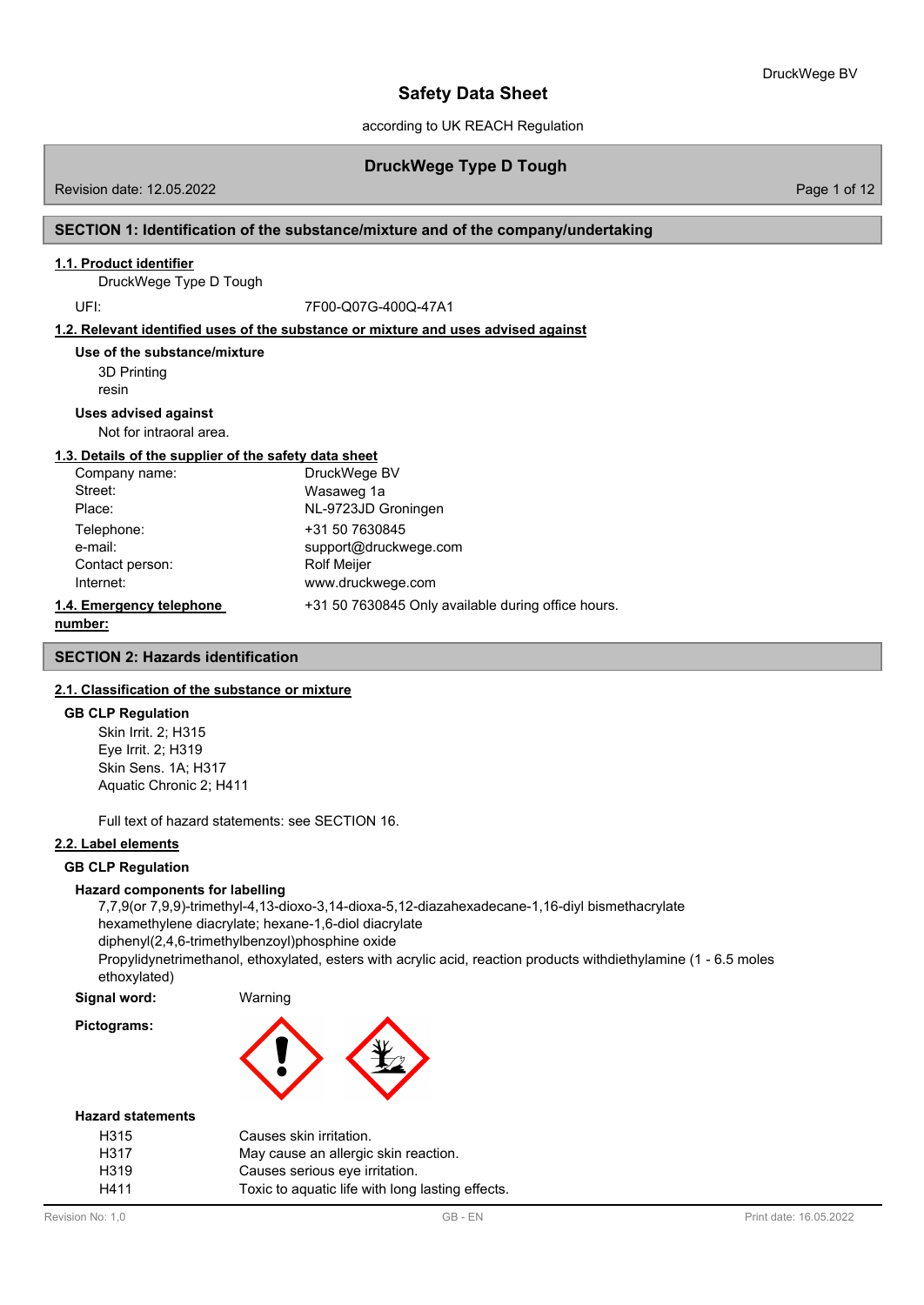# Safety Data Sheet

according to UK REACH Regulation

**DruckWege Type D Tough**

Revision date: 12.05.2022

## SECTION 1: Identification of the substance/mixture and of the company/undertaking

### 1.1. Product identifier

DruckWege Type D Tough

UFI: 7F00-Q07G-400Q-47A1

### 1.2. Relevant identified uses of the substance or mixture and uses advised against

**Use of the substance/mixture**

3D Printing
resin

**Uses advised against**

Not for intraoral area.

### 1.3. Details of the supplier of the safety data sheet

| | |
|---|---|
| Company name: | DruckWege BV |
| Street: | Wasaweg 1a |
| Place: | NL-9723JD Groningen |
| Telephone: | +31 50 7630845 |
| e-mail: | support@druckwege.com |
| Contact person: | Rolf Meijer |
| Internet: | www.druckwege.com |

### 1.4. Emergency telephone number:

+31 50 7630845 Only available during office hours.

## SECTION 2: Hazards identification

### 2.1. Classification of the substance or mixture

**GB CLP Regulation**

Skin Irrit. 2; H315
Eye Irrit. 2; H319
Skin Sens. 1A; H317
Aquatic Chronic 2; H411

Full text of hazard statements: see SECTION 16.

### 2.2. Label elements

**GB CLP Regulation**

**Hazard components for labelling**

7,7,9(or 7,9,9)-trimethyl-4,13-dioxo-3,14-dioxa-5,12-diazahexadecane-1,16-diyl bismethacrylate
hexamethylene diacrylate; hexane-1,6-diol diacrylate
diphenyl(2,4,6-trimethylbenzoyl)phosphine oxide
Propylidynetrimethanol, ethoxylated, esters with acrylic acid, reaction products withdiethylamine (1 - 6.5 moles ethoxylated)

**Signal word:** Warning

**Pictograms:**

**Hazard statements**

| | |
|---|---|
| H315 | Causes skin irritation. |
| H317 | May cause an allergic skin reaction. |
| H319 | Causes serious eye irritation. |
| H411 | Toxic to aquatic life with long lasting effects. |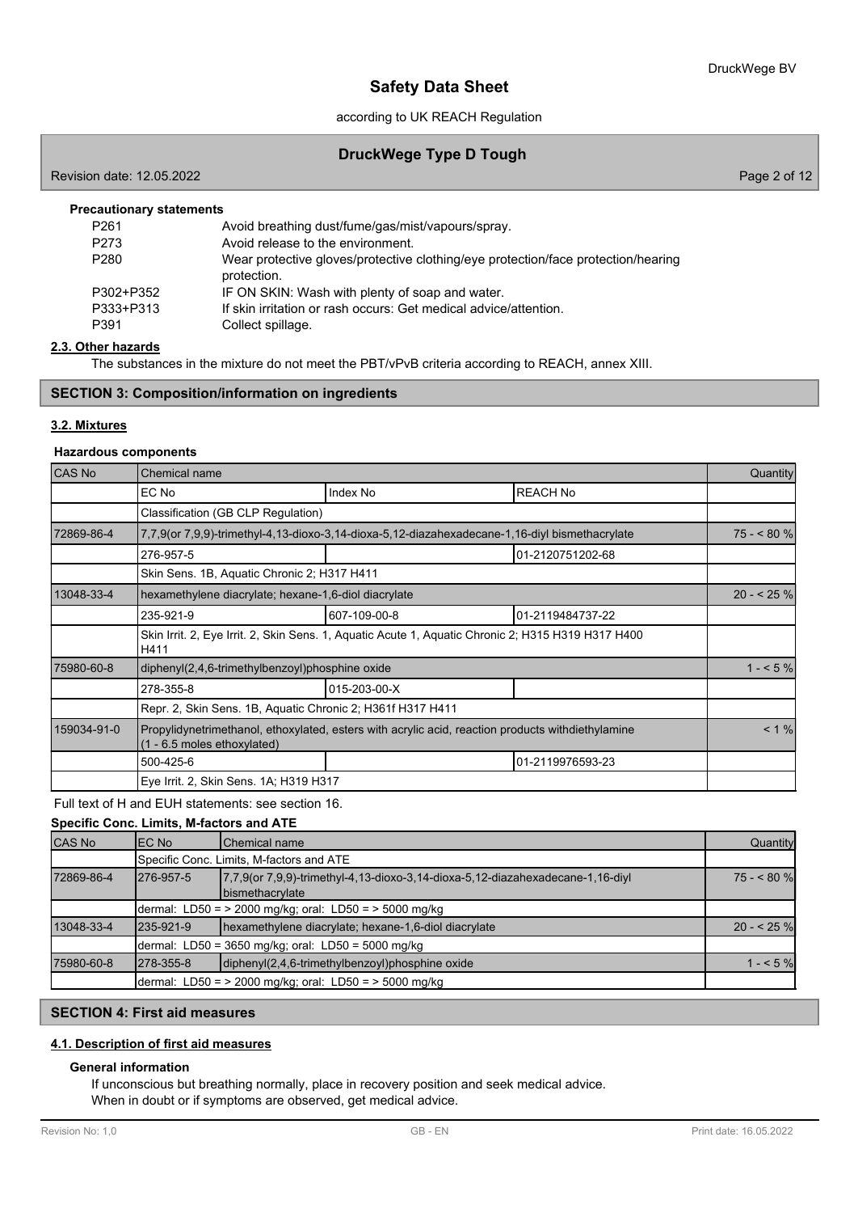**Precautionary statements**

| | |
|---|---|
| P261 | Avoid breathing dust/fume/gas/mist/vapours/spray. |
| P273 | Avoid release to the environment. |
| P280 | Wear protective gloves/protective clothing/eye protection/face protection/hearing protection. |
| P302+P352 | IF ON SKIN: Wash with plenty of soap and water. |
| P333+P313 | If skin irritation or rash occurs: Get medical advice/attention. |
| P391 | Collect spillage. |

### 2.3. Other hazards

The substances in the mixture do not meet the PBT/vPvB criteria according to REACH, annex XIII.

## SECTION 3: Composition/information on ingredients

### 3.2. Mixtures

**Hazardous components**

| CAS No | Chemical name | | | Quantity |
|---|---|---|---|---|
| | EC No | Index No | REACH No | |
| | Classification (GB CLP Regulation) | | | |
| 72869-86-4 | 7,7,9(or 7,9,9)-trimethyl-4,13-dioxo-3,14-dioxa-5,12-diazahexadecane-1,16-diyl bismethacrylate | | | 75 - < 80 % |
| | 276-957-5 | | 01-2120751202-68 | |
| | Skin Sens. 1B, Aquatic Chronic 2; H317 H411 | | | |
| 13048-33-4 | hexamethylene diacrylate; hexane-1,6-diol diacrylate | | | 20 - < 25 % |
| | 235-921-9 | 607-109-00-8 | 01-2119484737-22 | |
| | Skin Irrit. 2, Eye Irrit. 2, Skin Sens. 1, Aquatic Acute 1, Aquatic Chronic 2; H315 H319 H317 H400 H411 | | | |
| 75980-60-8 | diphenyl(2,4,6-trimethylbenzoyl)phosphine oxide | | | 1 - < 5 % |
| | 278-355-8 | 015-203-00-X | | |
| | Repr. 2, Skin Sens. 1B, Aquatic Chronic 2; H361f H317 H411 | | | |
| 159034-91-0 | Propylidynetrimethanol, ethoxylated, esters with acrylic acid, reaction products withdiethylamine (1 - 6.5 moles ethoxylated) | | | < 1 % |
| | 500-425-6 | | 01-2119976593-23 | |
| | Eye Irrit. 2, Skin Sens. 1A; H319 H317 | | | |

Full text of H and EUH statements: see section 16.

**Specific Conc. Limits, M-factors and ATE**

| CAS No | EC No | Chemical name | Quantity |
|---|---|---|---|
| | Specific Conc. Limits, M-factors and ATE | | |
| 72869-86-4 | 276-957-5 | 7,7,9(or 7,9,9)-trimethyl-4,13-dioxo-3,14-dioxa-5,12-diazahexadecane-1,16-diyl bismethacrylate | 75 - < 80 % |
| | dermal: LD50 = > 2000 mg/kg; oral: LD50 = > 5000 mg/kg | | |
| 13048-33-4 | 235-921-9 | hexamethylene diacrylate; hexane-1,6-diol diacrylate | 20 - < 25 % |
| | dermal: LD50 = 3650 mg/kg; oral: LD50 = 5000 mg/kg | | |
| 75980-60-8 | 278-355-8 | diphenyl(2,4,6-trimethylbenzoyl)phosphine oxide | 1 - < 5 % |
| | dermal: LD50 = > 2000 mg/kg; oral: LD50 = > 5000 mg/kg | | |

## SECTION 4: First aid measures

### 4.1. Description of first aid measures

**General information**

If unconscious but breathing normally, place in recovery position and seek medical advice.
When in doubt or if symptoms are observed, get medical advice.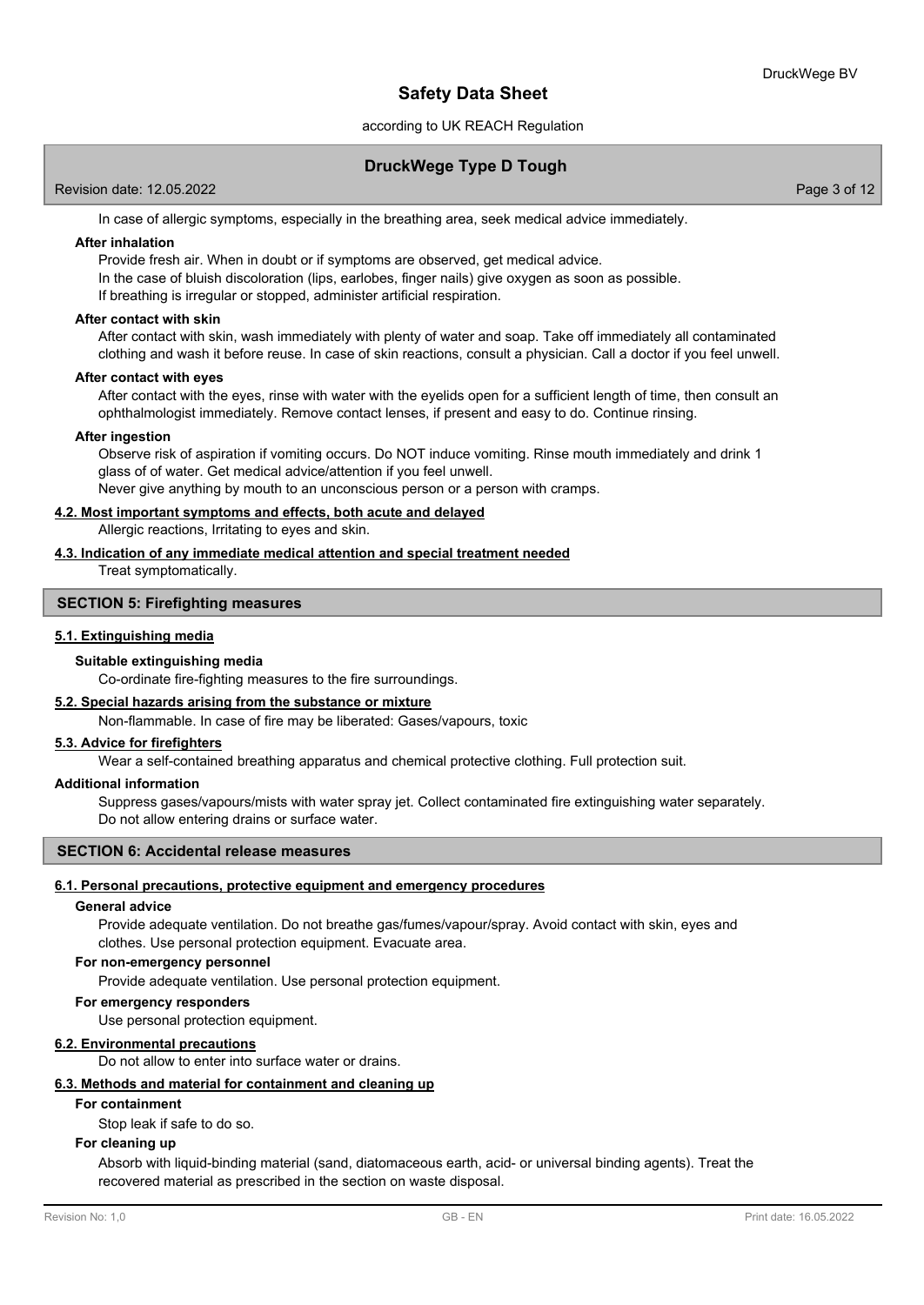In case of allergic symptoms, especially in the breathing area, seek medical advice immediately.

**After inhalation**

Provide fresh air. When in doubt or if symptoms are observed, get medical advice.
In the case of bluish discoloration (lips, earlobes, finger nails) give oxygen as soon as possible.
If breathing is irregular or stopped, administer artificial respiration.

**After contact with skin**

After contact with skin, wash immediately with plenty of water and soap. Take off immediately all contaminated clothing and wash it before reuse. In case of skin reactions, consult a physician. Call a doctor if you feel unwell.

**After contact with eyes**

After contact with the eyes, rinse with water with the eyelids open for a sufficient length of time, then consult an ophthalmologist immediately. Remove contact lenses, if present and easy to do. Continue rinsing.

**After ingestion**

Observe risk of aspiration if vomiting occurs. Do NOT induce vomiting. Rinse mouth immediately and drink 1 glass of of water. Get medical advice/attention if you feel unwell.
Never give anything by mouth to an unconscious person or a person with cramps.

### 4.2. Most important symptoms and effects, both acute and delayed

Allergic reactions, Irritating to eyes and skin.

### 4.3. Indication of any immediate medical attention and special treatment needed

Treat symptomatically.

## SECTION 5: Firefighting measures

### 5.1. Extinguishing media

**Suitable extinguishing media**

Co-ordinate fire-fighting measures to the fire surroundings.

### 5.2. Special hazards arising from the substance or mixture

Non-flammable. In case of fire may be liberated: Gases/vapours, toxic

### 5.3. Advice for firefighters

Wear a self-contained breathing apparatus and chemical protective clothing. Full protection suit.

**Additional information**

Suppress gases/vapours/mists with water spray jet. Collect contaminated fire extinguishing water separately. Do not allow entering drains or surface water.

## SECTION 6: Accidental release measures

### 6.1. Personal precautions, protective equipment and emergency procedures

**General advice**

Provide adequate ventilation. Do not breathe gas/fumes/vapour/spray. Avoid contact with skin, eyes and clothes. Use personal protection equipment. Evacuate area.

**For non-emergency personnel**

Provide adequate ventilation. Use personal protection equipment.

**For emergency responders**

Use personal protection equipment.

### 6.2. Environmental precautions

Do not allow to enter into surface water or drains.

### 6.3. Methods and material for containment and cleaning up

**For containment**

Stop leak if safe to do so.

**For cleaning up**

Absorb with liquid-binding material (sand, diatomaceous earth, acid- or universal binding agents). Treat the recovered material as prescribed in the section on waste disposal.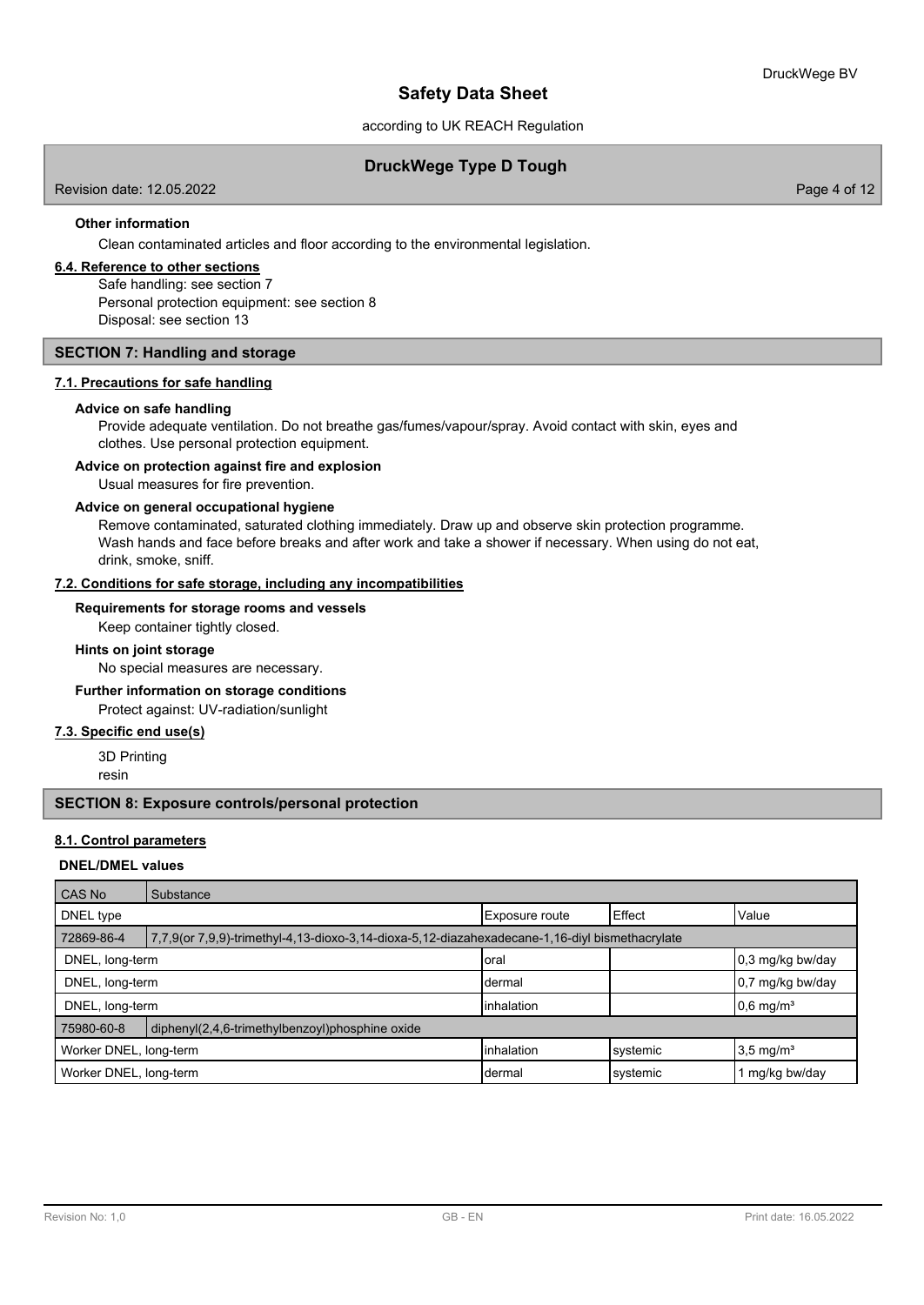**Other information**

Clean contaminated articles and floor according to the environmental legislation.

**6.4. Reference to other sections**

Safe handling: see section 7
Personal protection equipment: see section 8
Disposal: see section 13

## SECTION 7: Handling and storage

**7.1. Precautions for safe handling**

**Advice on safe handling**

Provide adequate ventilation. Do not breathe gas/fumes/vapour/spray. Avoid contact with skin, eyes and clothes. Use personal protection equipment.

**Advice on protection against fire and explosion**

Usual measures for fire prevention.

**Advice on general occupational hygiene**

Remove contaminated, saturated clothing immediately. Draw up and observe skin protection programme. Wash hands and face before breaks and after work and take a shower if necessary. When using do not eat, drink, smoke, sniff.

**7.2. Conditions for safe storage, including any incompatibilities**

**Requirements for storage rooms and vessels**

Keep container tightly closed.

**Hints on joint storage**

No special measures are necessary.

**Further information on storage conditions**

Protect against: UV-radiation/sunlight

**7.3. Specific end use(s)**

3D Printing
resin

## SECTION 8: Exposure controls/personal protection

**8.1. Control parameters**

**DNEL/DMEL values**

| CAS No | Substance | | | |
|---|---|---|---|---|
| DNEL type | | Exposure route | Effect | Value |
| 72869-86-4 | 7,7,9(or 7,9,9)-trimethyl-4,13-dioxo-3,14-dioxa-5,12-diazahexadecane-1,16-diyl bismethacrylate | | | |
| DNEL, long-term | | oral | | 0,3 mg/kg bw/day |
| DNEL, long-term | | dermal | | 0,7 mg/kg bw/day |
| DNEL, long-term | | inhalation | | 0,6 mg/m³ |
| 75980-60-8 | diphenyl(2,4,6-trimethylbenzoyl)phosphine oxide | | | |
| Worker DNEL, long-term | | inhalation | systemic | 3,5 mg/m³ |
| Worker DNEL, long-term | | dermal | systemic | 1 mg/kg bw/day |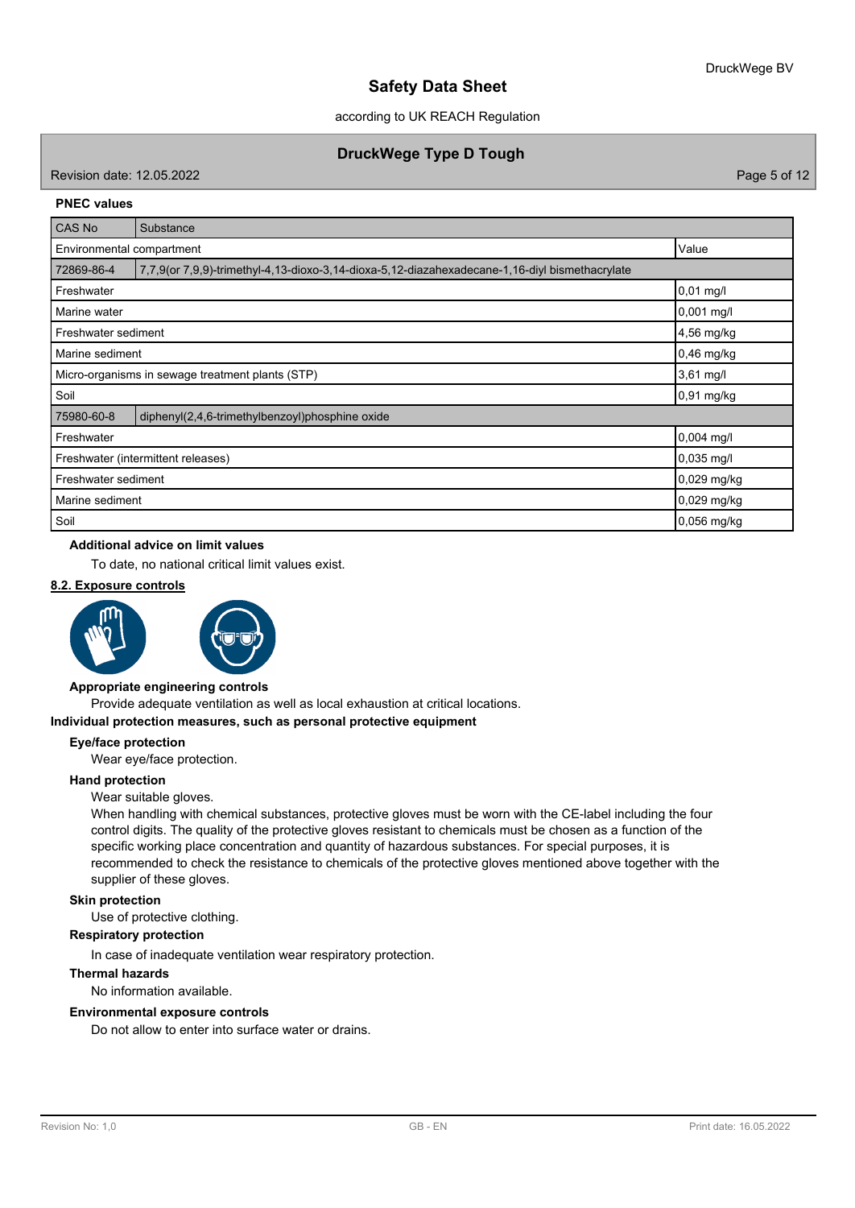**PNEC values**

| CAS No | Substance | |
|---|---|---|
| Environmental compartment | | Value |
| 72869-86-4 | 7,7,9(or 7,9,9)-trimethyl-4,13-dioxo-3,14-dioxa-5,12-diazahexadecane-1,16-diyl bismethacrylate | |
| Freshwater | | 0,01 mg/l |
| Marine water | | 0,001 mg/l |
| Freshwater sediment | | 4,56 mg/kg |
| Marine sediment | | 0,46 mg/kg |
| Micro-organisms in sewage treatment plants (STP) | | 3,61 mg/l |
| Soil | | 0,91 mg/kg |
| 75980-60-8 | diphenyl(2,4,6-trimethylbenzoyl)phosphine oxide | |
| Freshwater | | 0,004 mg/l |
| Freshwater (intermittent releases) | | 0,035 mg/l |
| Freshwater sediment | | 0,029 mg/kg |
| Marine sediment | | 0,029 mg/kg |
| Soil | | 0,056 mg/kg |

**Additional advice on limit values**

To date, no national critical limit values exist.

## 8.2. Exposure controls

**Appropriate engineering controls**

Provide adequate ventilation as well as local exhaustion at critical locations.

**Individual protection measures, such as personal protective equipment**

**Eye/face protection**

Wear eye/face protection.

**Hand protection**

Wear suitable gloves.

When handling with chemical substances, protective gloves must be worn with the CE-label including the four control digits. The quality of the protective gloves resistant to chemicals must be chosen as a function of the specific working place concentration and quantity of hazardous substances. For special purposes, it is recommended to check the resistance to chemicals of the protective gloves mentioned above together with the supplier of these gloves.

**Skin protection**

Use of protective clothing.

**Respiratory protection**

In case of inadequate ventilation wear respiratory protection.

**Thermal hazards**

No information available.

**Environmental exposure controls**

Do not allow to enter into surface water or drains.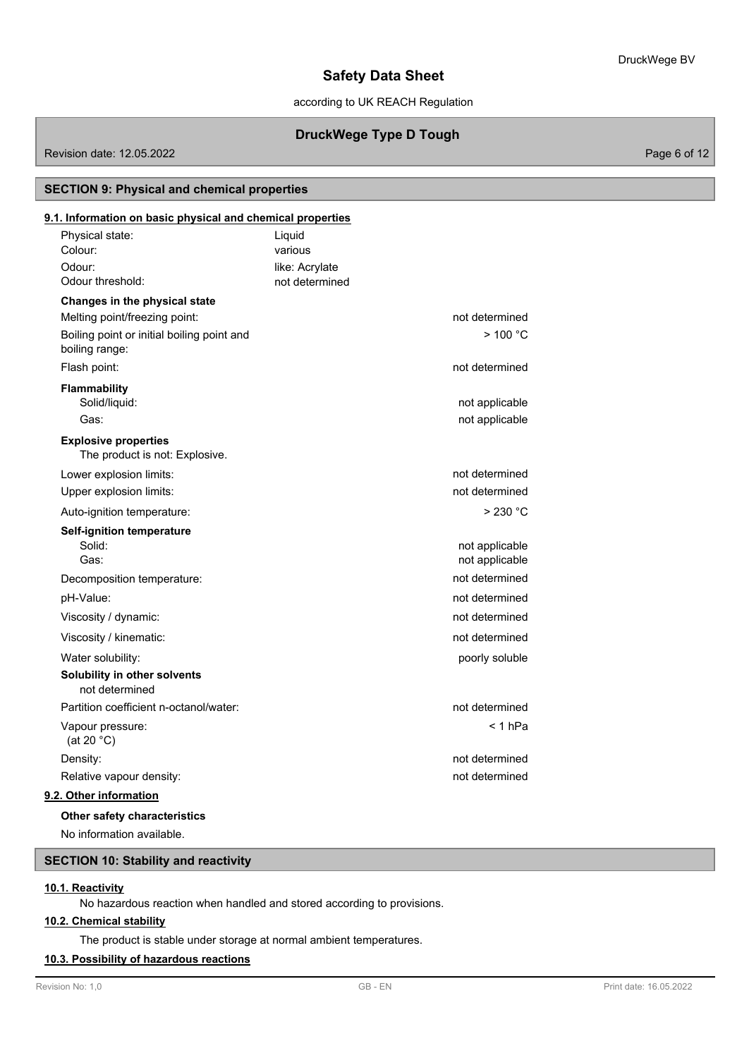## SECTION 9: Physical and chemical properties

### 9.1. Information on basic physical and chemical properties

| | |
|---|---|
| Physical state: | Liquid |
| Colour: | various |
| Odour: | like: Acrylate |
| Odour threshold: | not determined |

**Changes in the physical state**

| | |
|---|---|
| Melting point/freezing point: | not determined |
| Boiling point or initial boiling point and boiling range: | > 100 °C |
| Flash point: | not determined |

**Flammability**

| | |
|---|---|
| Solid/liquid: | not applicable |
| Gas: | not applicable |

**Explosive properties**

The product is not: Explosive.

| | |
|---|---|
| Lower explosion limits: | not determined |
| Upper explosion limits: | not determined |
| Auto-ignition temperature: | > 230 °C |

**Self-ignition temperature**

| | |
|---|---|
| Solid: | not applicable |
| Gas: | not applicable |
| Decomposition temperature: | not determined |
| pH-Value: | not determined |
| Viscosity / dynamic: | not determined |
| Viscosity / kinematic: | not determined |
| Water solubility: | poorly soluble |

**Solubility in other solvents**

not determined

| | |
|---|---|
| Partition coefficient n-octanol/water: | not determined |
| Vapour pressure: (at 20 °C) | < 1 hPa |
| Density: | not determined |
| Relative vapour density: | not determined |

### 9.2. Other information

**Other safety characteristics**

No information available.

## SECTION 10: Stability and reactivity

### 10.1. Reactivity

No hazardous reaction when handled and stored according to provisions.

### 10.2. Chemical stability

The product is stable under storage at normal ambient temperatures.

### 10.3. Possibility of hazardous reactions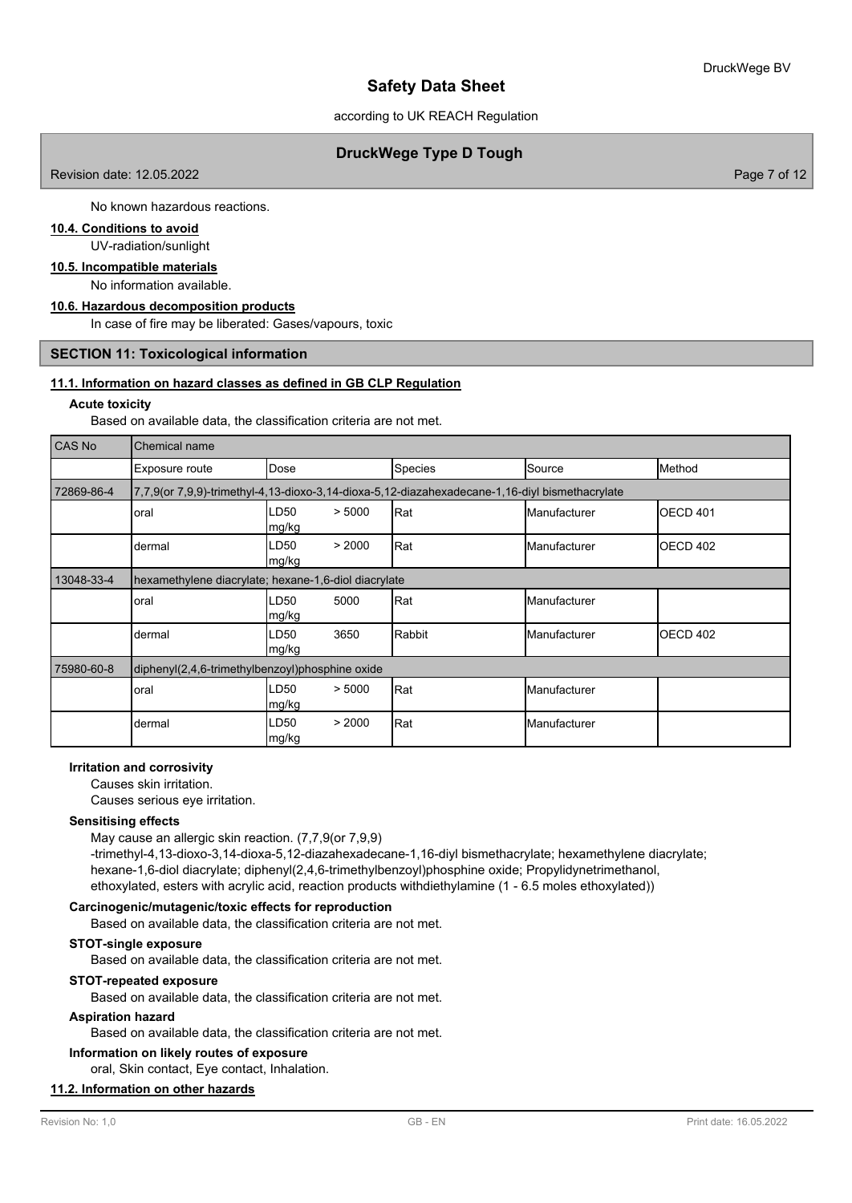No known hazardous reactions.

**10.4. Conditions to avoid**

UV-radiation/sunlight

**10.5. Incompatible materials**

No information available.

**10.6. Hazardous decomposition products**

In case of fire may be liberated: Gases/vapours, toxic

## SECTION 11: Toxicological information

**11.1. Information on hazard classes as defined in GB CLP Regulation**

**Acute toxicity**

Based on available data, the classification criteria are not met.

| CAS No | Chemical name | | | | |
|---|---|---|---|---|---|
| | Exposure route | Dose | Species | Source | Method |
| 72869-86-4 | 7,7,9(or 7,9,9)-trimethyl-4,13-dioxo-3,14-dioxa-5,12-diazahexadecane-1,16-diyl bismethacrylate | | | | |
| | oral | LD50 > 5000 mg/kg | Rat | Manufacturer | OECD 401 |
| | dermal | LD50 > 2000 mg/kg | Rat | Manufacturer | OECD 402 |
| 13048-33-4 | hexamethylene diacrylate; hexane-1,6-diol diacrylate | | | | |
| | oral | LD50 5000 mg/kg | Rat | Manufacturer | |
| | dermal | LD50 3650 mg/kg | Rabbit | Manufacturer | OECD 402 |
| 75980-60-8 | diphenyl(2,4,6-trimethylbenzoyl)phosphine oxide | | | | |
| | oral | LD50 > 5000 mg/kg | Rat | Manufacturer | |
| | dermal | LD50 > 2000 mg/kg | Rat | Manufacturer | |

**Irritation and corrosivity**

Causes skin irritation.
Causes serious eye irritation.

**Sensitising effects**

May cause an allergic skin reaction. (7,7,9(or 7,9,9) -trimethyl-4,13-dioxo-3,14-dioxa-5,12-diazahexadecane-1,16-diyl bismethacrylate; hexamethylene diacrylate; hexane-1,6-diol diacrylate; diphenyl(2,4,6-trimethylbenzoyl)phosphine oxide; Propylidynetrimethanol, ethoxylated, esters with acrylic acid, reaction products withdiethylamine (1 - 6.5 moles ethoxylated))

**Carcinogenic/mutagenic/toxic effects for reproduction**

Based on available data, the classification criteria are not met.

**STOT-single exposure**

Based on available data, the classification criteria are not met.

**STOT-repeated exposure**

Based on available data, the classification criteria are not met.

**Aspiration hazard**

Based on available data, the classification criteria are not met.

**Information on likely routes of exposure**

oral, Skin contact, Eye contact, Inhalation.

**11.2. Information on other hazards**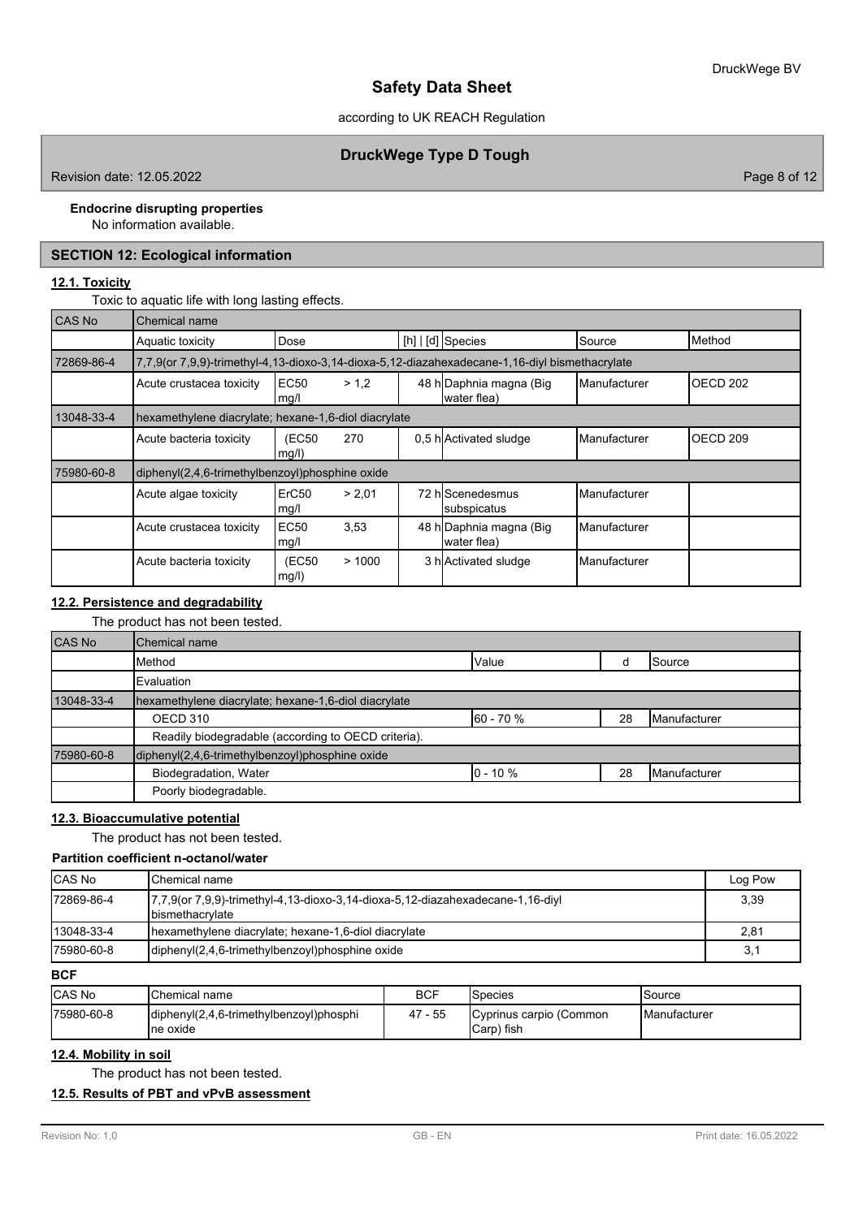**Endocrine disrupting properties**

No information available.

## SECTION 12: Ecological information

### 12.1. Toxicity

Toxic to aquatic life with long lasting effects.

| CAS No | Chemical name | | | | | |
|---|---|---|---|---|---|---|
| | Aquatic toxicity | Dose | [h] \| [d] | Species | Source | Method |
| 72869-86-4 | 7,7,9(or 7,9,9)-trimethyl-4,13-dioxo-3,14-dioxa-5,12-diazahexadecane-1,16-diyl bismethacrylate | | | | | |
| | Acute crustacea toxicity | EC50 > 1,2 mg/l | 48 h | Daphnia magna (Big water flea) | Manufacturer | OECD 202 |
| 13048-33-4 | hexamethylene diacrylate; hexane-1,6-diol diacrylate | | | | | |
| | Acute bacteria toxicity | (EC50 270 mg/l) | 0,5 h | Activated sludge | Manufacturer | OECD 209 |
| 75980-60-8 | diphenyl(2,4,6-trimethylbenzoyl)phosphine oxide | | | | | |
| | Acute algae toxicity | ErC50 > 2,01 mg/l | 72 h | Scenedesmus subspicatus | Manufacturer | |
| | Acute crustacea toxicity | EC50 3,53 mg/l | 48 h | Daphnia magna (Big water flea) | Manufacturer | |
| | Acute bacteria toxicity | (EC50 > 1000 mg/l) | 3 h | Activated sludge | Manufacturer | |

### 12.2. Persistence and degradability

The product has not been tested.

| CAS No | Chemical name | | | |
|---|---|---|---|---|
| | Method | Value | d | Source |
| | Evaluation | | | |
| 13048-33-4 | hexamethylene diacrylate; hexane-1,6-diol diacrylate | | | |
| | OECD 310 | 60 - 70 % | 28 | Manufacturer |
| | Readily biodegradable (according to OECD criteria). | | | |
| 75980-60-8 | diphenyl(2,4,6-trimethylbenzoyl)phosphine oxide | | | |
| | Biodegradation, Water | 0 - 10 % | 28 | Manufacturer |
| | Poorly biodegradable. | | | |

### 12.3. Bioaccumulative potential

The product has not been tested.

**Partition coefficient n-octanol/water**

| CAS No | Chemical name | Log Pow |
|---|---|---|
| 72869-86-4 | 7,7,9(or 7,9,9)-trimethyl-4,13-dioxo-3,14-dioxa-5,12-diazahexadecane-1,16-diyl bismethacrylate | 3,39 |
| 13048-33-4 | hexamethylene diacrylate; hexane-1,6-diol diacrylate | 2,81 |
| 75980-60-8 | diphenyl(2,4,6-trimethylbenzoyl)phosphine oxide | 3,1 |

**BCF**

| CAS No | Chemical name | BCF | Species | Source |
|---|---|---|---|---|
| 75980-60-8 | diphenyl(2,4,6-trimethylbenzoyl)phosphine oxide | 47 - 55 | Cyprinus carpio (Common Carp) fish | Manufacturer |

### 12.4. Mobility in soil

The product has not been tested.

### 12.5. Results of PBT and vPvB assessment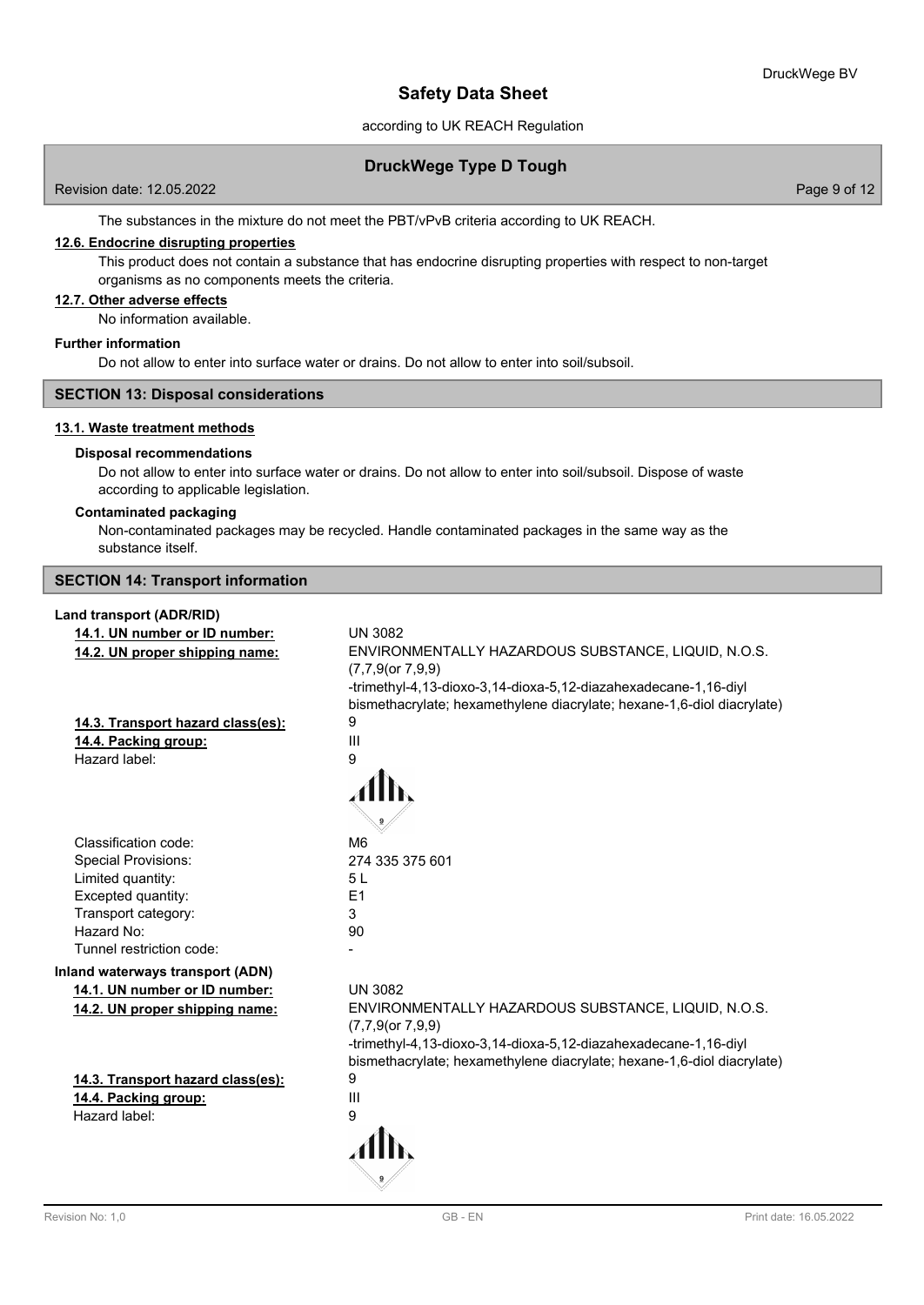The substances in the mixture do not meet the PBT/vPvB criteria according to UK REACH.

**12.6. Endocrine disrupting properties**

This product does not contain a substance that has endocrine disrupting properties with respect to non-target organisms as no components meets the criteria.

**12.7. Other adverse effects**

No information available.

**Further information**

Do not allow to enter into surface water or drains. Do not allow to enter into soil/subsoil.

## SECTION 13: Disposal considerations

**13.1. Waste treatment methods**

**Disposal recommendations**

Do not allow to enter into surface water or drains. Do not allow to enter into soil/subsoil. Dispose of waste according to applicable legislation.

**Contaminated packaging**

Non-contaminated packages may be recycled. Handle contaminated packages in the same way as the substance itself.

## SECTION 14: Transport information

**Land transport (ADR/RID)**

| | |
|---|---|
| **14.1. UN number or ID number:** | UN 3082 |
| **14.2. UN proper shipping name:** | ENVIRONMENTALLY HAZARDOUS SUBSTANCE, LIQUID, N.O.S. (7,7,9(or 7,9,9) -trimethyl-4,13-dioxo-3,14-dioxa-5,12-diazahexadecane-1,16-diyl bismethacrylate; hexamethylene diacrylate; hexane-1,6-diol diacrylate) |
| **14.3. Transport hazard class(es):** | 9 |
| **14.4. Packing group:** | III |
| Hazard label: | 9 |
| Classification code: | M6 |
| Special Provisions: | 274 335 375 601 |
| Limited quantity: | 5 L |
| Excepted quantity: | E1 |
| Transport category: | 3 |
| Hazard No: | 90 |
| Tunnel restriction code: | - |

**Inland waterways transport (ADN)**

| | |
|---|---|
| **14.1. UN number or ID number:** | UN 3082 |
| **14.2. UN proper shipping name:** | ENVIRONMENTALLY HAZARDOUS SUBSTANCE, LIQUID, N.O.S. (7,7,9(or 7,9,9) -trimethyl-4,13-dioxo-3,14-dioxa-5,12-diazahexadecane-1,16-diyl bismethacrylate; hexamethylene diacrylate; hexane-1,6-diol diacrylate) |
| **14.3. Transport hazard class(es):** | 9 |
| **14.4. Packing group:** | III |
| Hazard label: | 9 |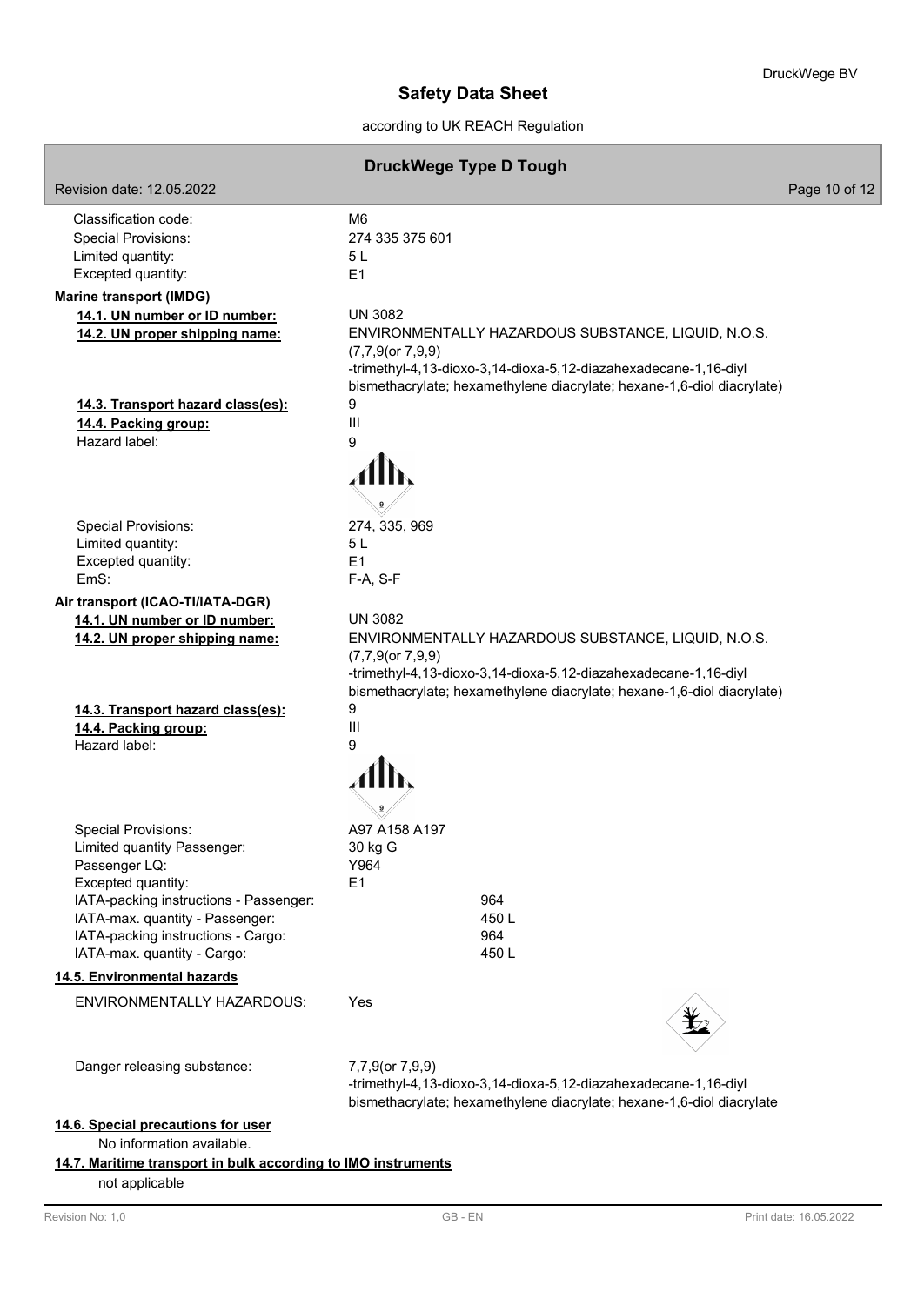| | |
|---|---|
| Classification code: | M6 |
| Special Provisions: | 274 335 375 601 |
| Limited quantity: | 5 L |
| Excepted quantity: | E1 |

**Marine transport (IMDG)**

| | |
|---|---|
| **14.1. UN number or ID number:** | UN 3082 |
| **14.2. UN proper shipping name:** | ENVIRONMENTALLY HAZARDOUS SUBSTANCE, LIQUID, N.O.S. (7,7,9(or 7,9,9) -trimethyl-4,13-dioxo-3,14-dioxa-5,12-diazahexadecane-1,16-diyl bismethacrylate; hexamethylene diacrylate; hexane-1,6-diol diacrylate) |
| **14.3. Transport hazard class(es):** | 9 |
| **14.4. Packing group:** | III |
| Hazard label: | 9 |
| Special Provisions: | 274, 335, 969 |
| Limited quantity: | 5 L |
| Excepted quantity: | E1 |
| EmS: | F-A, S-F |

**Air transport (ICAO-TI/IATA-DGR)**

| | |
|---|---|
| **14.1. UN number or ID number:** | UN 3082 |
| **14.2. UN proper shipping name:** | ENVIRONMENTALLY HAZARDOUS SUBSTANCE, LIQUID, N.O.S. (7,7,9(or 7,9,9) -trimethyl-4,13-dioxo-3,14-dioxa-5,12-diazahexadecane-1,16-diyl bismethacrylate; hexamethylene diacrylate; hexane-1,6-diol diacrylate) |
| **14.3. Transport hazard class(es):** | 9 |
| **14.4. Packing group:** | III |
| Hazard label: | 9 |
| Special Provisions: | A97 A158 A197 |
| Limited quantity Passenger: | 30 kg G |
| Passenger LQ: | Y964 |
| Excepted quantity: | E1 |
| IATA-packing instructions - Passenger: | 964 |
| IATA-max. quantity - Passenger: | 450 L |
| IATA-packing instructions - Cargo: | 964 |
| IATA-max. quantity - Cargo: | 450 L |

**14.5. Environmental hazards**

| | |
|---|---|
| ENVIRONMENTALLY HAZARDOUS: | Yes |
| Danger releasing substance: | 7,7,9(or 7,9,9) -trimethyl-4,13-dioxo-3,14-dioxa-5,12-diazahexadecane-1,16-diyl bismethacrylate; hexamethylene diacrylate; hexane-1,6-diol diacrylate |

**14.6. Special precautions for user**

No information available.

**14.7. Maritime transport in bulk according to IMO instruments**

not applicable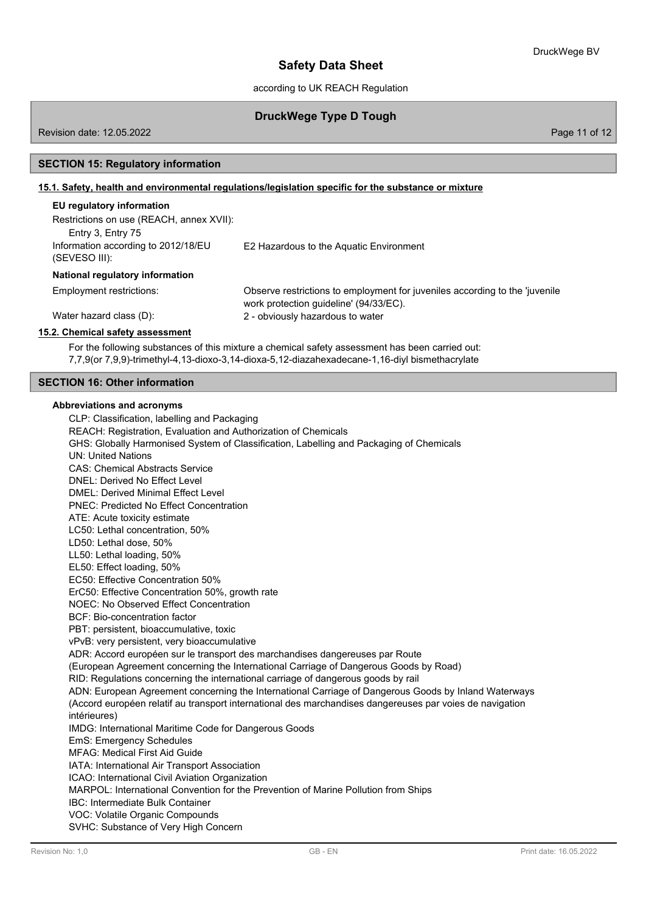## SECTION 15: Regulatory information

### 15.1. Safety, health and environmental regulations/legislation specific for the substance or mixture

**EU regulatory information**

| | |
|---|---|
| Restrictions on use (REACH, annex XVII): | |
| Entry 3, Entry 75 | |
| Information according to 2012/18/EU (SEVESO III): | E2 Hazardous to the Aquatic Environment |

**National regulatory information**

| | |
|---|---|
| Employment restrictions: | Observe restrictions to employment for juveniles according to the 'juvenile work protection guideline' (94/33/EC). |
| Water hazard class (D): | 2 - obviously hazardous to water |

### 15.2. Chemical safety assessment

For the following substances of this mixture a chemical safety assessment has been carried out:
7,7,9(or 7,9,9)-trimethyl-4,13-dioxo-3,14-dioxa-5,12-diazahexadecane-1,16-diyl bismethacrylate

## SECTION 16: Other information

**Abbreviations and acronyms**

CLP: Classification, labelling and Packaging
REACH: Registration, Evaluation and Authorization of Chemicals
GHS: Globally Harmonised System of Classification, Labelling and Packaging of Chemicals
UN: United Nations
CAS: Chemical Abstracts Service
DNEL: Derived No Effect Level
DMEL: Derived Minimal Effect Level
PNEC: Predicted No Effect Concentration
ATE: Acute toxicity estimate
LC50: Lethal concentration, 50%
LD50: Lethal dose, 50%
LL50: Lethal loading, 50%
EL50: Effect loading, 50%
EC50: Effective Concentration 50%
ErC50: Effective Concentration 50%, growth rate
NOEC: No Observed Effect Concentration
BCF: Bio-concentration factor
PBT: persistent, bioaccumulative, toxic
vPvB: very persistent, very bioaccumulative
ADR: Accord européen sur le transport des marchandises dangereuses par Route
(European Agreement concerning the International Carriage of Dangerous Goods by Road)
RID: Regulations concerning the international carriage of dangerous goods by rail
ADN: European Agreement concerning the International Carriage of Dangerous Goods by Inland Waterways
(Accord européen relatif au transport international des marchandises dangereuses par voies de navigation intérieures)
IMDG: International Maritime Code for Dangerous Goods
EmS: Emergency Schedules
MFAG: Medical First Aid Guide
IATA: International Air Transport Association
ICAO: International Civil Aviation Organization
MARPOL: International Convention for the Prevention of Marine Pollution from Ships
IBC: Intermediate Bulk Container
VOC: Volatile Organic Compounds
SVHC: Substance of Very High Concern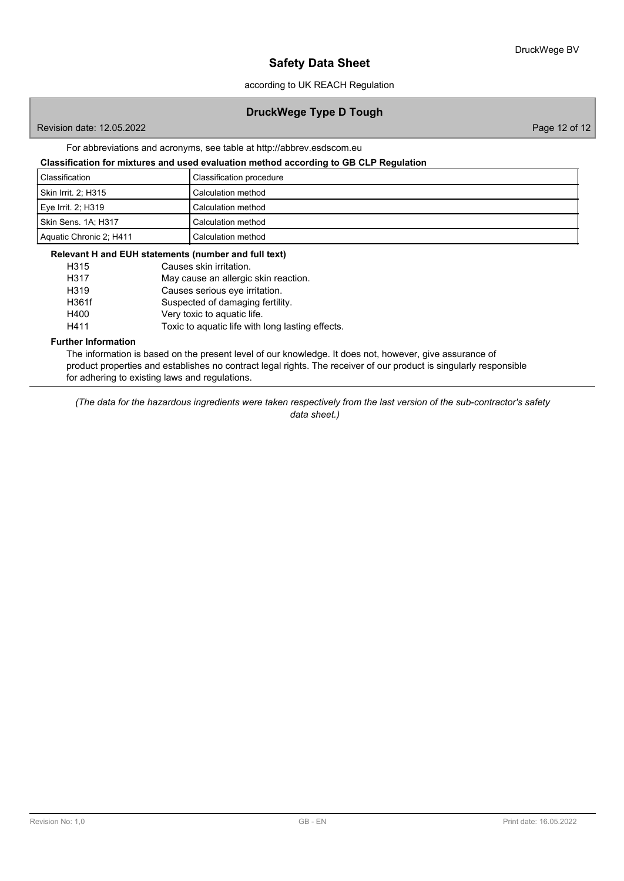For abbreviations and acronyms, see table at http://abbrev.esdscom.eu

**Classification for mixtures and used evaluation method according to GB CLP Regulation**

| Classification | Classification procedure |
| --- | --- |
| Skin Irrit. 2; H315 | Calculation method |
| Eye Irrit. 2; H319 | Calculation method |
| Skin Sens. 1A; H317 | Calculation method |
| Aquatic Chronic 2; H411 | Calculation method |

**Relevant H and EUH statements (number and full text)**

| | |
| --- | --- |
| H315 | Causes skin irritation. |
| H317 | May cause an allergic skin reaction. |
| H319 | Causes serious eye irritation. |
| H361f | Suspected of damaging fertility. |
| H400 | Very toxic to aquatic life. |
| H411 | Toxic to aquatic life with long lasting effects. |

**Further Information**

The information is based on the present level of our knowledge. It does not, however, give assurance of product properties and establishes no contract legal rights. The receiver of our product is singularly responsible for adhering to existing laws and regulations.

*(The data for the hazardous ingredients were taken respectively from the last version of the sub-contractor's safety data sheet.)*